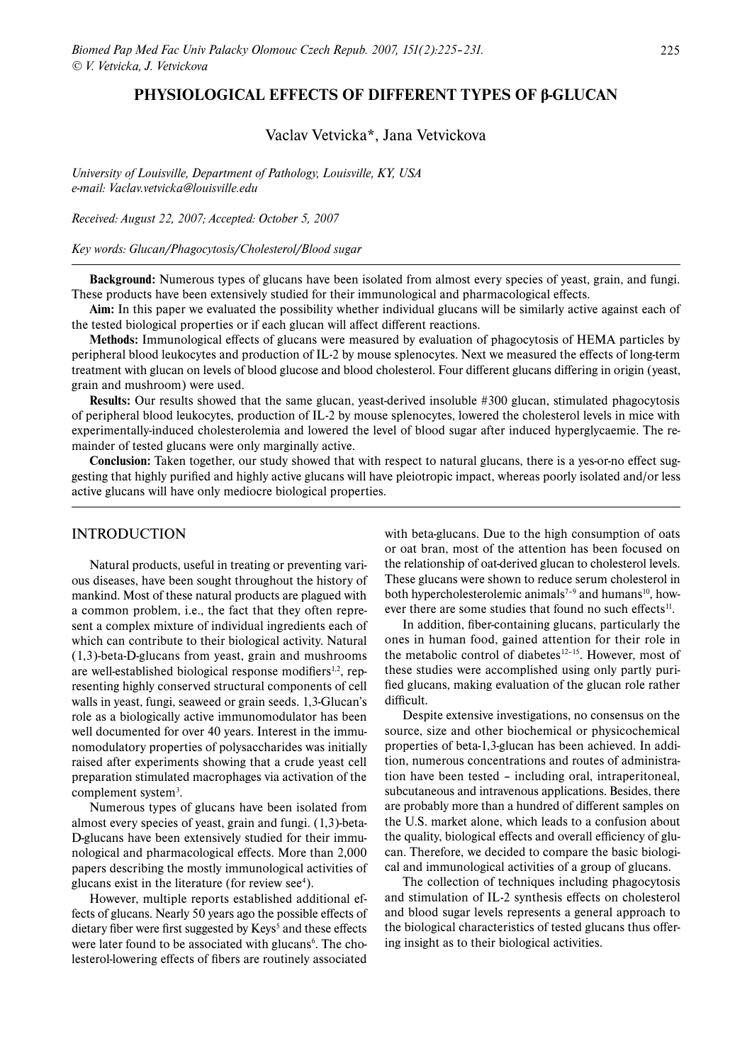# PHYSIOLOGICAL EFFECTS OF DIFFERENT TYPES OF β-GLUCAN

Vaclav Vetvicka*, Jana Vetvickova

*University of Louisville, Department of Pathology, Louisville, KY, USA*
*e-mail: Vaclav.vetvicka@louisville.edu*

*Received: August 22, 2007; Accepted: October 5, 2007*

*Key words: Glucan/Phagocytosis/Cholesterol/Blood sugar*

**Background:** Numerous types of glucans have been isolated from almost every species of yeast, grain, and fungi. These products have been extensively studied for their immunological and pharmacological effects.

**Aim:** In this paper we evaluated the possibility whether individual glucans will be similarly active against each of the tested biological properties or if each glucan will affect different reactions.

**Methods:** Immunological effects of glucans were measured by evaluation of phagocytosis of HEMA particles by peripheral blood leukocytes and production of IL-2 by mouse splenocytes. Next we measured the effects of long-term treatment with glucan on levels of blood glucose and blood cholesterol. Four different glucans differing in origin (yeast, grain and mushroom) were used.

**Results:** Our results showed that the same glucan, yeast-derived insoluble #300 glucan, stimulated phagocytosis of peripheral blood leukocytes, production of IL-2 by mouse splenocytes, lowered the cholesterol levels in mice with experimentally-induced cholesterolemia and lowered the level of blood sugar after induced hyperglycaemie. The remainder of tested glucans were only marginally active.

**Conclusion:** Taken together, our study showed that with respect to natural glucans, there is a yes-or-no effect suggesting that highly purified and highly active glucans will have pleiotropic impact, whereas poorly isolated and/or less active glucans will have only mediocre biological properties.

## INTRODUCTION

Natural products, useful in treating or preventing various diseases, have been sought throughout the history of mankind. Most of these natural products are plagued with a common problem, i.e., the fact that they often represent a complex mixture of individual ingredients each of which can contribute to their biological activity. Natural (1,3)-beta-D-glucans from yeast, grain and mushrooms are well-established biological response modifiers[1,2], representing highly conserved structural components of cell walls in yeast, fungi, seaweed or grain seeds. 1,3-Glucan's role as a biologically active immunomodulator has been well documented for over 40 years. Interest in the immunomodulatory properties of polysaccharides was initially raised after experiments showing that a crude yeast cell preparation stimulated macrophages via activation of the complement system[3].

Numerous types of glucans have been isolated from almost every species of yeast, grain and fungi. (1,3)-beta-D-glucans have been extensively studied for their immunological and pharmacological effects. More than 2,000 papers describing the mostly immunological activities of glucans exist in the literature (for review see[4]).

However, multiple reports established additional effects of glucans. Nearly 50 years ago the possible effects of dietary fiber were first suggested by Keys[5] and these effects were later found to be associated with glucans[6]. The cholesterol-lowering effects of fibers are routinely associated with beta-glucans. Due to the high consumption of oats or oat bran, most of the attention has been focused on the relationship of oat-derived glucan to cholesterol levels. These glucans were shown to reduce serum cholesterol in both hypercholesterolemic animals[7–9] and humans[10], however there are some studies that found no such effects[11].

In addition, fiber-containing glucans, particularly the ones in human food, gained attention for their role in the metabolic control of diabetes[12–15]. However, most of these studies were accomplished using only partly purified glucans, making evaluation of the glucan role rather difficult.

Despite extensive investigations, no consensus on the source, size and other biochemical or physicochemical properties of beta-1,3-glucan has been achieved. In addition, numerous concentrations and routes of administration have been tested – including oral, intraperitoneal, subcutaneous and intravenous applications. Besides, there are probably more than a hundred of different samples on the U.S. market alone, which leads to a confusion about the quality, biological effects and overall efficiency of glucan. Therefore, we decided to compare the basic biological and immunological activities of a group of glucans.

The collection of techniques including phagocytosis and stimulation of IL-2 synthesis effects on cholesterol and blood sugar levels represents a general approach to the biological characteristics of tested glucans thus offering insight as to their biological activities.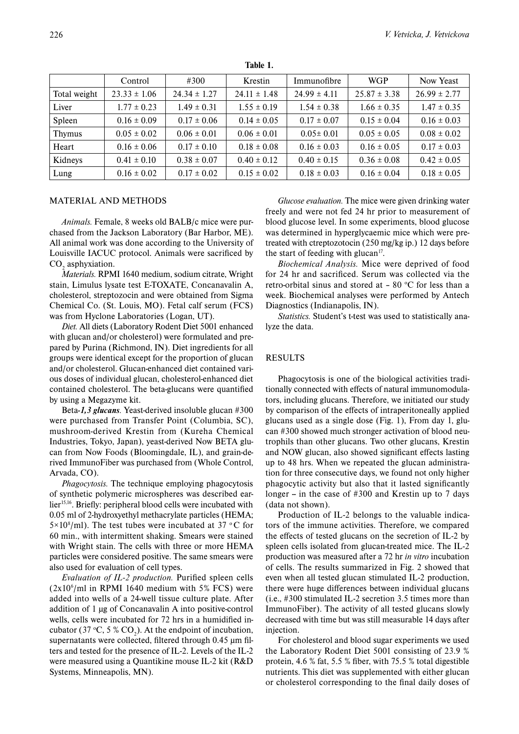**Table 1.**

| | Control | #300 | Krestin | Immunofibre | WGP | Now Yeast |
|---|---|---|---|---|---|---|
| Total weight | 23.33 ± 1.06 | 24.34 ± 1.27 | 24.11 ± 1.48 | 24.99 ± 4.11 | 25.87 ± 3.38 | 26.99 ± 2.77 |
| Liver | 1.77 ± 0.23 | 1.49 ± 0.31 | 1.55 ± 0.19 | 1.54 ± 0.38 | 1.66 ± 0.35 | 1.47 ± 0.35 |
| Spleen | 0.16 ± 0.09 | 0.17 ± 0.06 | 0.14 ± 0.05 | 0.17 ± 0.07 | 0.15 ± 0.04 | 0.16 ± 0.03 |
| Thymus | 0.05 ± 0.02 | 0.06 ± 0.01 | 0.06 ± 0.01 | 0.05± 0.01 | 0.05 ± 0.05 | 0.08 ± 0.02 |
| Heart | 0.16 ± 0.06 | 0.17 ± 0.10 | 0.18 ± 0.08 | 0.16 ± 0.03 | 0.16 ± 0.05 | 0.17 ± 0.03 |
| Kidneys | 0.41 ± 0.10 | 0.38 ± 0.07 | 0.40 ± 0.12 | 0.40 ± 0.15 | 0.36 ± 0.08 | 0.42 ± 0.05 |
| Lung | 0.16 ± 0.02 | 0.17 ± 0.02 | 0.15 ± 0.02 | 0.18 ± 0.03 | 0.16 ± 0.04 | 0.18 ± 0.05 |

## MATERIAL AND METHODS

*Animals.* Female, 8 weeks old BALB/c mice were purchased from the Jackson Laboratory (Bar Harbor, ME). All animal work was done according to the University of Louisville IACUC protocol. Animals were sacrificed by $CO_2$ asphyxiation.

*Materials.* RPMI 1640 medium, sodium citrate, Wright stain, Limulus lysate test E-TOXATE, Concanavalin A, cholesterol, streptozocin and were obtained from Sigma Chemical Co. (St. Louis, MO). Fetal calf serum (FCS) was from Hyclone Laboratories (Logan, UT).

*Diet.* All diets (Laboratory Rodent Diet 5001 enhanced with glucan and/or cholesterol) were formulated and prepared by Purina (Richmond, IN). Diet ingredients for all groups were identical except for the proportion of glucan and/or cholesterol. Glucan-enhanced diet contained various doses of individual glucan, cholesterol-enhanced diet contained cholesterol. The beta-glucans were quantified by using a Megazyme kit.

*Beta-**1,3 glucans**.* Yeast-derived insoluble glucan #300 were purchased from Transfer Point (Columbia, SC), mushroom-derived Krestin from (Kureha Chemical Industries, Tokyo, Japan), yeast-derived Now BETA glucan from Now Foods (Bloomingdale, IL), and grain-derived ImmunoFiber was purchased from (Whole Control, Arvada, CO).

*Phagocytosis.* The technique employing phagocytosis of synthetic polymeric microspheres was described earlier[15,16]. Briefly: peripheral blood cells were incubated with 0.05 ml of 2-hydroxyethyl methacrylate particles (HEMA; $5{\times}10^8$/ml). The test tubes were incubated at 37 °C for 60 min., with intermittent shaking. Smears were stained with Wright stain. The cells with three or more HEMA particles were considered positive. The same smears were also used for evaluation of cell types.

*Evaluation of IL-2 production.* Purified spleen cells ($2x10^6$/ml in RPMI 1640 medium with 5% FCS) were added into wells of a 24-well tissue culture plate. After addition of 1 μg of Concanavalin A into positive-control wells, cells were incubated for 72 hrs in a humidified incubator (37 °C, 5 % $CO_2$). At the endpoint of incubation, supernatants were collected, filtered through 0.45 μm filters and tested for the presence of IL-2. Levels of the IL-2 were measured using a Quantikine mouse IL-2 kit (R&D Systems, Minneapolis, MN).

*Glucose evaluation.* The mice were given drinking water freely and were not fed 24 hr prior to measurement of blood glucose level. In some experiments, blood glucose was determined in hyperglycaemic mice which were pretreated with ctreptozotocin (250 mg/kg ip.) 12 days before the start of feeding with glucan[17].

*Biochemical Analysis.* Mice were deprived of food for 24 hr and sacrificed. Serum was collected via the retro-orbital sinus and stored at – 80 °C for less than a week. Biochemical analyses were performed by Antech Diagnostics (Indianapolis, IN).

*Statistics.* Student's t-test was used to statistically analyze the data.

## RESULTS

Phagocytosis is one of the biological activities traditionally connected with effects of natural immunomodulators, including glucans. Therefore, we initiated our study by comparison of the effects of intraperitoneally applied glucans used as a single dose (Fig. 1), From day 1, glucan #300 showed much stronger activation of blood neutrophils than other glucans. Two other glucans, Krestin and NOW glucan, also showed significant effects lasting up to 48 hrs. When we repeated the glucan administration for three consecutive days, we found not only higher phagocytic activity but also that it lasted significantly longer – in the case of #300 and Krestin up to 7 days (data not shown).

Production of IL-2 belongs to the valuable indicators of the immune activities. Therefore, we compared the effects of tested glucans on the secretion of IL-2 by spleen cells isolated from glucan-treated mice. The IL-2 production was measured after a 72 hr *in vitro* incubation of cells. The results summarized in Fig. 2 showed that even when all tested glucan stimulated IL-2 production, there were huge differences between individual glucans (i.e., #300 stimulated IL-2 secretion 3.5 times more than ImmunoFiber). The activity of all tested glucans slowly decreased with time but was still measurable 14 days after injection.

For cholesterol and blood sugar experiments we used the Laboratory Rodent Diet 5001 consisting of 23.9 % protein, 4.6 % fat, 5.5 % fiber, with 75.5 % total digestible nutrients. This diet was supplemented with either glucan or cholesterol corresponding to the final daily doses of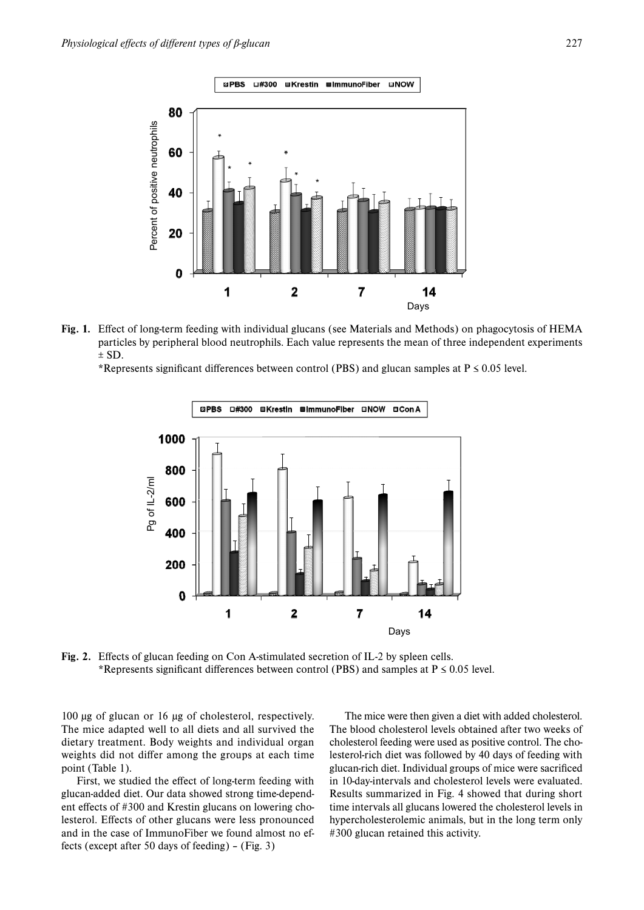**Fig. 1.** Effect of long-term feeding with individual glucans (see Materials and Methods) on phagocytosis of HEMA particles by peripheral blood neutrophils. Each value represents the mean of three independent experiments ± SD.

*Represents significant differences between control (PBS) and glucan samples at P ≤ 0.05 level.

**Fig. 2.** Effects of glucan feeding on Con A-stimulated secretion of IL-2 by spleen cells.
*Represents significant differences between control (PBS) and samples at P ≤ 0.05 level.

100 µg of glucan or 16 µg of cholesterol, respectively. The mice adapted well to all diets and all survived the dietary treatment. Body weights and individual organ weights did not differ among the groups at each time point (Table 1).

First, we studied the effect of long-term feeding with glucan-added diet. Our data showed strong time-dependent effects of #300 and Krestin glucans on lowering cholesterol. Effects of other glucans were less pronounced and in the case of ImmunoFiber we found almost no effects (except after 50 days of feeding) – (Fig. 3)

The mice were then given a diet with added cholesterol. The blood cholesterol levels obtained after two weeks of cholesterol feeding were used as positive control. The cholesterol-rich diet was followed by 40 days of feeding with glucan-rich diet. Individual groups of mice were sacrificed in 10-day-intervals and cholesterol levels were evaluated. Results summarized in Fig. 4 showed that during short time intervals all glucans lowered the cholesterol levels in hypercholesterolemic animals, but in the long term only #300 glucan retained this activity.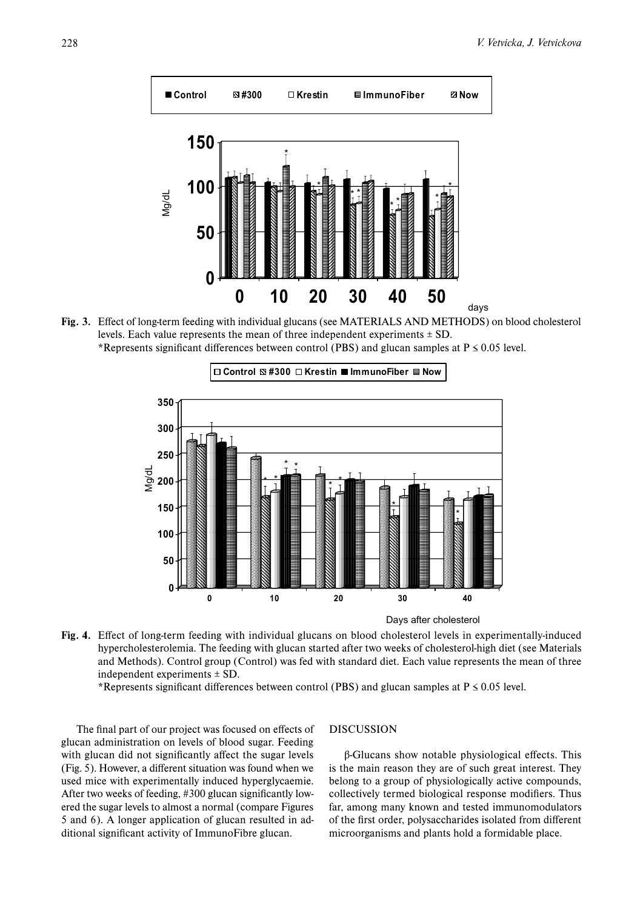**Fig. 3.** Effect of long-term feeding with individual glucans (see MATERIALS AND METHODS) on blood cholesterol levels. Each value represents the mean of three independent experiments ± SD.
*Represents significant differences between control (PBS) and glucan samples at P ≤ 0.05 level.

**Fig. 4.** Effect of long-term feeding with individual glucans on blood cholesterol levels in experimentally-induced hypercholesterolemia. The feeding with glucan started after two weeks of cholesterol-high diet (see Materials and Methods). Control group (Control) was fed with standard diet. Each value represents the mean of three independent experiments ± SD.
*Represents significant differences between control (PBS) and glucan samples at P ≤ 0.05 level.

The final part of our project was focused on effects of glucan administration on levels of blood sugar. Feeding with glucan did not significantly affect the sugar levels (Fig. 5). However, a different situation was found when we used mice with experimentally induced hyperglycaemie. After two weeks of feeding, #300 glucan significantly lowered the sugar levels to almost a normal (compare Figures 5 and 6). A longer application of glucan resulted in additional significant activity of ImmunoFibre glucan.

## DISCUSSION

β-Glucans show notable physiological effects. This is the main reason they are of such great interest. They belong to a group of physiologically active compounds, collectively termed biological response modifiers. Thus far, among many known and tested immunomodulators of the first order, polysaccharides isolated from different microorganisms and plants hold a formidable place.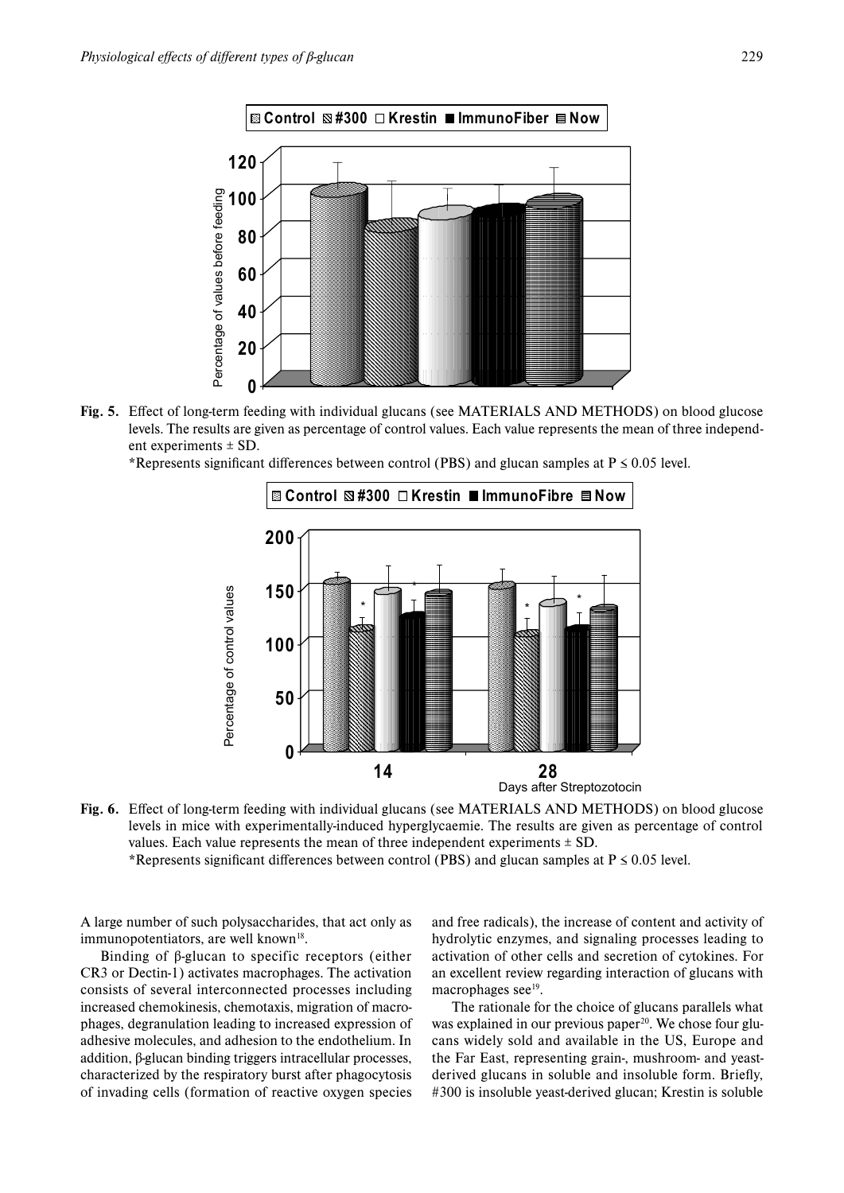**Fig. 5.** Effect of long-term feeding with individual glucans (see MATERIALS AND METHODS) on blood glucose levels. The results are given as percentage of control values. Each value represents the mean of three independent experiments ± SD.

*Represents significant differences between control (PBS) and glucan samples at P ≤ 0.05 level.

**Fig. 6.** Effect of long-term feeding with individual glucans (see MATERIALS AND METHODS) on blood glucose levels in mice with experimentally-induced hyperglycaemie. The results are given as percentage of control values. Each value represents the mean of three independent experiments ± SD.

*Represents significant differences between control (PBS) and glucan samples at P ≤ 0.05 level.

A large number of such polysaccharides, that act only as immunopotentiators, are well known[18].

Binding of β-glucan to specific receptors (either CR3 or Dectin-1) activates macrophages. The activation consists of several interconnected processes including increased chemokinesis, chemotaxis, migration of macrophages, degranulation leading to increased expression of adhesive molecules, and adhesion to the endothelium. In addition, β-glucan binding triggers intracellular processes, characterized by the respiratory burst after phagocytosis of invading cells (formation of reactive oxygen species and free radicals), the increase of content and activity of hydrolytic enzymes, and signaling processes leading to activation of other cells and secretion of cytokines. For an excellent review regarding interaction of glucans with macrophages see[19].

The rationale for the choice of glucans parallels what was explained in our previous paper[20]. We chose four glucans widely sold and available in the US, Europe and the Far East, representing grain-, mushroom- and yeast-derived glucans in soluble and insoluble form. Briefly, #300 is insoluble yeast-derived glucan; Krestin is soluble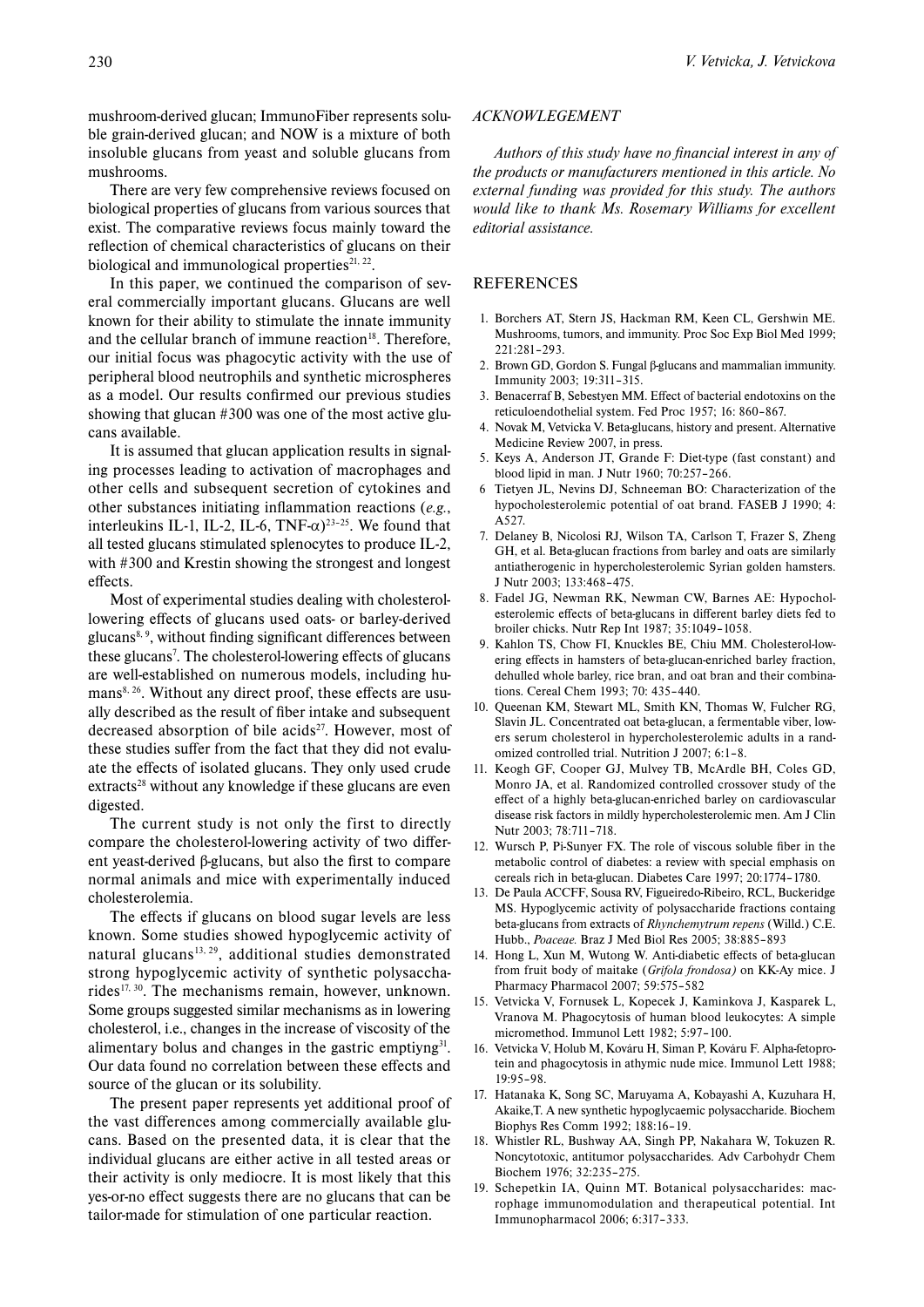mushroom-derived glucan; ImmunoFiber represents soluble grain-derived glucan; and NOW is a mixture of both insoluble glucans from yeast and soluble glucans from mushrooms.

There are very few comprehensive reviews focused on biological properties of glucans from various sources that exist. The comparative reviews focus mainly toward the reflection of chemical characteristics of glucans on their biological and immunological properties[21, 22].

In this paper, we continued the comparison of several commercially important glucans. Glucans are well known for their ability to stimulate the innate immunity and the cellular branch of immune reaction[18]. Therefore, our initial focus was phagocytic activity with the use of peripheral blood neutrophils and synthetic microspheres as a model. Our results confirmed our previous studies showing that glucan #300 was one of the most active glucans available.

It is assumed that glucan application results in signaling processes leading to activation of macrophages and other cells and subsequent secretion of cytokines and other substances initiating inflammation reactions (*e.g.*, interleukins IL-1, IL-2, IL-6, TNF-$\alpha$)[23–25]. We found that all tested glucans stimulated splenocytes to produce IL-2, with #300 and Krestin showing the strongest and longest effects.

Most of experimental studies dealing with cholesterol-lowering effects of glucans used oats- or barley-derived glucans[8, 9], without finding significant differences between these glucans[7]. The cholesterol-lowering effects of glucans are well-established on numerous models, including humans[8, 26]. Without any direct proof, these effects are usually described as the result of fiber intake and subsequent decreased absorption of bile acids[27]. However, most of these studies suffer from the fact that they did not evaluate the effects of isolated glucans. They only used crude extracts[28] without any knowledge if these glucans are even digested.

The current study is not only the first to directly compare the cholesterol-lowering activity of two different yeast-derived β-glucans, but also the first to compare normal animals and mice with experimentally induced cholesterolemia.

The effects if glucans on blood sugar levels are less known. Some studies showed hypoglycemic activity of natural glucans[13, 29], additional studies demonstrated strong hypoglycemic activity of synthetic polysaccharides[17, 30]. The mechanisms remain, however, unknown. Some groups suggested similar mechanisms as in lowering cholesterol, i.e., changes in the increase of viscosity of the alimentary bolus and changes in the gastric emptiyng[31]. Our data found no correlation between these effects and source of the glucan or its solubility.

The present paper represents yet additional proof of the vast differences among commercially available glucans. Based on the presented data, it is clear that the individual glucans are either active in all tested areas or their activity is only mediocre. It is most likely that this yes-or-no effect suggests there are no glucans that can be tailor-made for stimulation of one particular reaction.

## ACKNOWLEGEMENT

*Authors of this study have no financial interest in any of the products or manufacturers mentioned in this article. No external funding was provided for this study. The authors would like to thank Ms. Rosemary Williams for excellent editorial assistance.*

## REFERENCES

1. Borchers AT, Stern JS, Hackman RM, Keen CL, Gershwin ME. Mushrooms, tumors, and immunity. Proc Soc Exp Biol Med 1999; 221:281–293.
2. Brown GD, Gordon S. Fungal β-glucans and mammalian immunity. Immunity 2003; 19:311–315.
3. Benacerraf B, Sebestyen MM. Effect of bacterial endotoxins on the reticuloendothelial system. Fed Proc 1957; 16: 860–867.
4. Novak M, Vetvicka V. Beta-glucans, history and present. Alternative Medicine Review 2007, in press.
5. Keys A, Anderson JT, Grande F: Diet-type (fast constant) and blood lipid in man. J Nutr 1960; 70:257–266.
6. Tietyen JL, Nevins DJ, Schneeman BO: Characterization of the hypocholesterolemic potential of oat brand. FASEB J 1990; 4: A527.
7. Delaney B, Nicolosi RJ, Wilson TA, Carlson T, Frazer S, Zheng GH, et al. Beta-glucan fractions from barley and oats are similarly antiatherogenic in hypercholesterolemic Syrian golden hamsters. J Nutr 2003; 133:468–475.
8. Fadel JG, Newman RK, Newman CW, Barnes AE: Hypocholesterolemic effects of beta-glucans in different barley diets fed to broiler chicks. Nutr Rep Int 1987; 35:1049–1058.
9. Kahlon TS, Chow FI, Knuckles BE, Chiu MM. Cholesterol-lowering effects in hamsters of beta-glucan-enriched barley fraction, dehulled whole barley, rice bran, and oat bran and their combinations. Cereal Chem 1993; 70: 435–440.
10. Queenan KM, Stewart ML, Smith KN, Thomas W, Fulcher RG, Slavin JL. Concentrated oat beta-glucan, a fermentable viber, lowers serum cholesterol in hypercholesterolemic adults in a randomized controlled trial. Nutrition J 2007; 6:1–8.
11. Keogh GF, Cooper GJ, Mulvey TB, McArdle BH, Coles GD, Monro JA, et al. Randomized controlled crossover study of the effect of a highly beta-glucan-enriched barley on cardiovascular disease risk factors in mildly hypercholesterolemic men. Am J Clin Nutr 2003; 78:711–718.
12. Wursch P, Pi-Sunyer FX. The role of viscous soluble fiber in the metabolic control of diabetes: a review with special emphasis on cereals rich in beta-glucan. Diabetes Care 1997; 20:1774–1780.
13. De Paula ACCFF, Sousa RV, Figueiredo-Ribeiro, RCL, Buckeridge MS. Hypoglycemic activity of polysaccharide fractions containg beta-glucans from extracts of *Rhynchemytrum repens* (Willd.) C.E. Hubb., *Poaceae.* Braz J Med Biol Res 2005; 38:885–893
14. Hong L, Xun M, Wutong W. Anti-diabetic effects of beta-glucan from fruit body of maitake (*Grifola frondosa)* on KK-Ay mice. J Pharmacy Pharmacol 2007; 59:575–582
15. Vetvicka V, Fornusek L, Kopecek J, Kaminkova J, Kasparek L, Vranova M. Phagocytosis of human blood leukocytes: A simple micromethod. Immunol Lett 1982; 5:97–100.
16. Vetvicka V, Holub M, Kováru H, Siman P, Kováru F. Alpha-fetoprotein and phagocytosis in athymic nude mice. Immunol Lett 1988; 19:95–98.
17. Hatanaka K, Song SC, Maruyama A, Kobayashi A, Kuzuhara H, Akaike,T. A new synthetic hypoglycaemic polysaccharide. Biochem Biophys Res Comm 1992; 188:16–19.
18. Whistler RL, Bushway AA, Singh PP, Nakahara W, Tokuzen R. Noncytotoxic, antitumor polysaccharides. Adv Carbohydr Chem Biochem 1976; 32:235–275.
19. Schepetkin IA, Quinn MT. Botanical polysaccharides: macrophage immunomodulation and therapeutical potential. Int Immunopharmacol 2006; 6:317–333.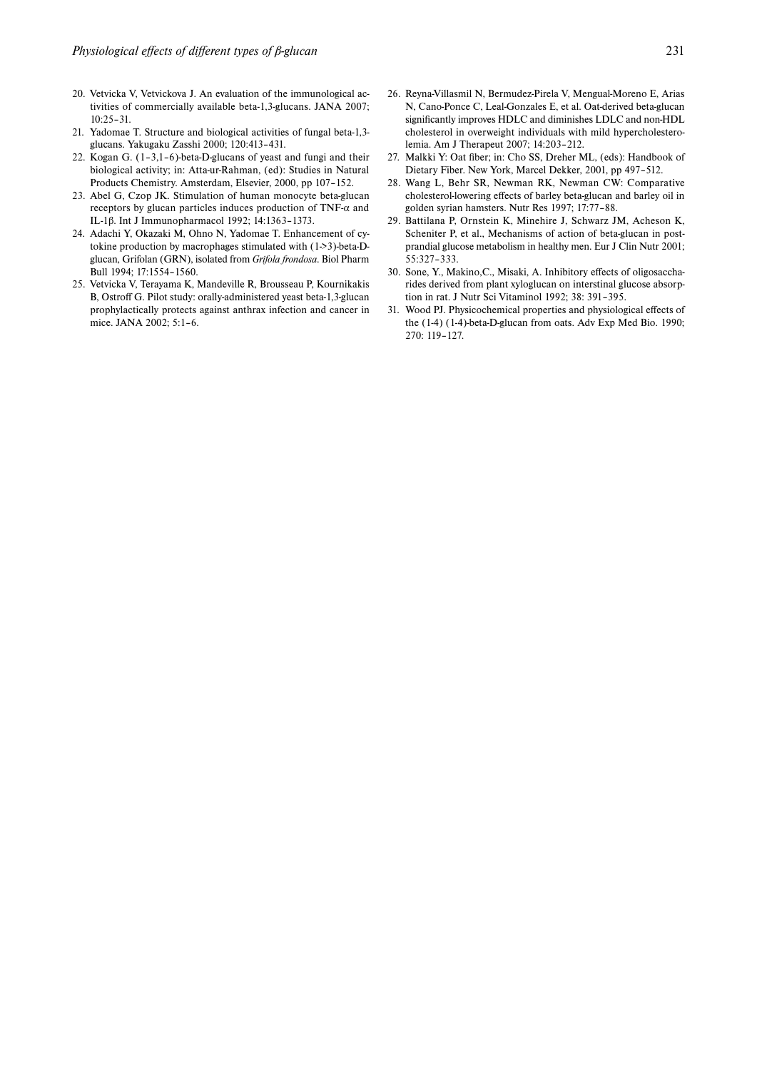20. Vetvicka V, Vetvickova J. An evaluation of the immunological activities of commercially available beta-1,3-glucans. JANA 2007; 10:25–31.
21. Yadomae T. Structure and biological activities of fungal beta-1,3-glucans. Yakugaku Zasshi 2000; 120:413–431.
22. Kogan G. (1–3,1–6)-beta-D-glucans of yeast and fungi and their biological activity; in: Atta-ur-Rahman, (ed): Studies in Natural Products Chemistry. Amsterdam, Elsevier, 2000, pp 107–152.
23. Abel G, Czop JK. Stimulation of human monocyte beta-glucan receptors by glucan particles induces production of TNF-α and IL-1β. Int J Immunopharmacol 1992; 14:1363–1373.
24. Adachi Y, Okazaki M, Ohno N, Yadomae T. Enhancement of cytokine production by macrophages stimulated with (1->3)-beta-D-glucan, Grifolan (GRN), isolated from *Grifola frondosa*. Biol Pharm Bull 1994; 17:1554–1560.
25. Vetvicka V, Terayama K, Mandeville R, Brousseau P, Kournikakis B, Ostroff G. Pilot study: orally-administered yeast beta-1,3-glucan prophylactically protects against anthrax infection and cancer in mice. JANA 2002; 5:1–6.
26. Reyna-Villasmil N, Bermudez-Pirela V, Mengual-Moreno E, Arias N, Cano-Ponce C, Leal-Gonzales E, et al. Oat-derived beta-glucan significantly improves HDLC and diminishes LDLC and non-HDL cholesterol in overweight individuals with mild hypercholesterolemia. Am J Therapeut 2007; 14:203–212.
27. Malkki Y: Oat fiber; in: Cho SS, Dreher ML, (eds): Handbook of Dietary Fiber. New York, Marcel Dekker, 2001, pp 497–512.
28. Wang L, Behr SR, Newman RK, Newman CW: Comparative cholesterol-lowering effects of barley beta-glucan and barley oil in golden syrian hamsters. Nutr Res 1997; 17:77–88.
29. Battilana P, Ornstein K, Minehire J, Schwarz JM, Acheson K, Scheniter P, et al., Mechanisms of action of beta-glucan in postprandial glucose metabolism in healthy men. Eur J Clin Nutr 2001; 55:327–333.
30. Sone, Y., Makino,C., Misaki, A. Inhibitory effects of oligosaccharides derived from plant xyloglucan on interstinal glucose absorption in rat. J Nutr Sci Vitaminol 1992; 38: 391–395.
31. Wood PJ. Physicochemical properties and physiological effects of the (1-4) (1-4)-beta-D-glucan from oats. Adv Exp Med Bio. 1990; 270: 119–127.